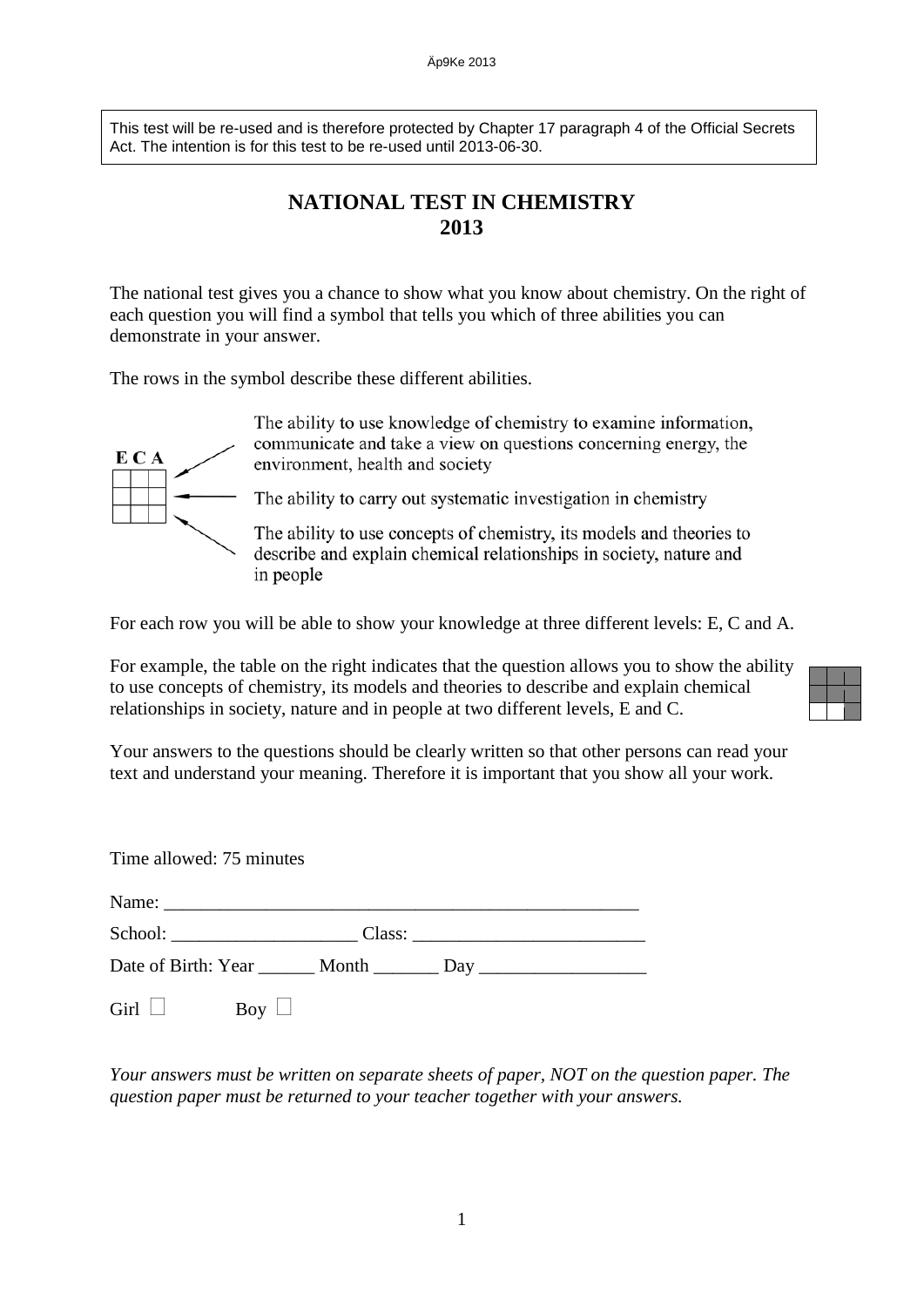This test will be re-used and is therefore protected by Chapter 17 paragraph 4 of the Official Secrets Act. The intention is for this test to be re-used until 2013-06-30.

# NATIONAL TEST IN CHEMISTRY
# 2013

The national test gives you a chance to show what you know about chemistry. On the right of each question you will find a symbol that tells you which of three abilities you can demonstrate in your answer.

The rows in the symbol describe these different abilities.

| E | C | A |
|---|---|---|
| | | |
| | | |
| | | |

- The ability to use knowledge of chemistry to examine information, communicate and take a view on questions concerning energy, the environment, health and society
- The ability to carry out systematic investigation in chemistry
- The ability to use concepts of chemistry, its models and theories to describe and explain chemical relationships in society, nature and in people

For each row you will be able to show your knowledge at three different levels: E, C and A.

For example, the table on the right indicates that the question allows you to show the ability to use concepts of chemistry, its models and theories to describe and explain chemical relationships in society, nature and in people at two different levels, E and C.

Your answers to the questions should be clearly written so that other persons can read your text and understand your meaning. Therefore it is important that you show all your work.

Time allowed: 75 minutes

Name: ____________________________________________________

School: ____________________ Class: _________________________

Date of Birth: Year ______ Month _______ Day __________________

Girl ☐ Boy ☐

*Your answers must be written on separate sheets of paper, NOT on the question paper. The question paper must be returned to your teacher together with your answers.*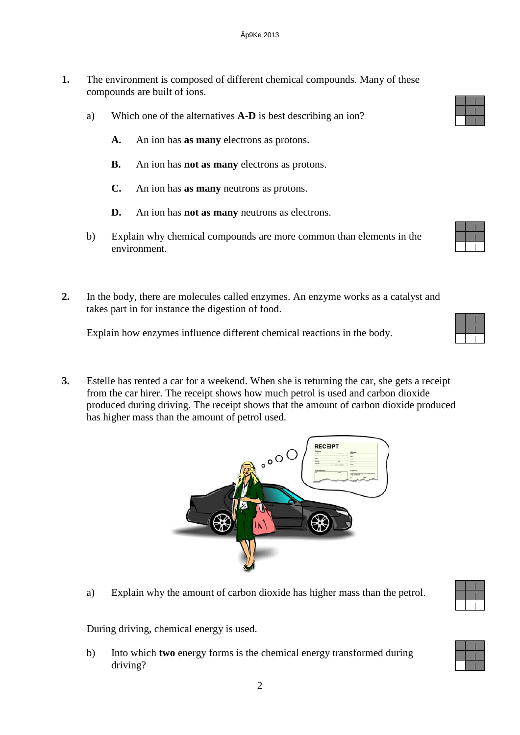1. The environment is composed of different chemical compounds. Many of these compounds are built of ions.

   a) Which one of the alternatives **A-D** is best describing an ion?

   **A.** An ion has **as many** electrons as protons.

   **B.** An ion has **not as many** electrons as protons.

   **C.** An ion has **as many** neutrons as protons.

   **D.** An ion has **not as many** neutrons as electrons.

   b) Explain why chemical compounds are more common than elements in the environment.

2. In the body, there are molecules called enzymes. An enzyme works as a catalyst and takes part in for instance the digestion of food.

   Explain how enzymes influence different chemical reactions in the body.

3. Estelle has rented a car for a weekend. When she is returning the car, she gets a receipt from the car hirer. The receipt shows how much petrol is used and carbon dioxide produced during driving. The receipt shows that the amount of carbon dioxide produced has higher mass than the amount of petrol used.

   a) Explain why the amount of carbon dioxide has higher mass than the petrol.

   During driving, chemical energy is used.

   b) Into which **two** energy forms is the chemical energy transformed during driving?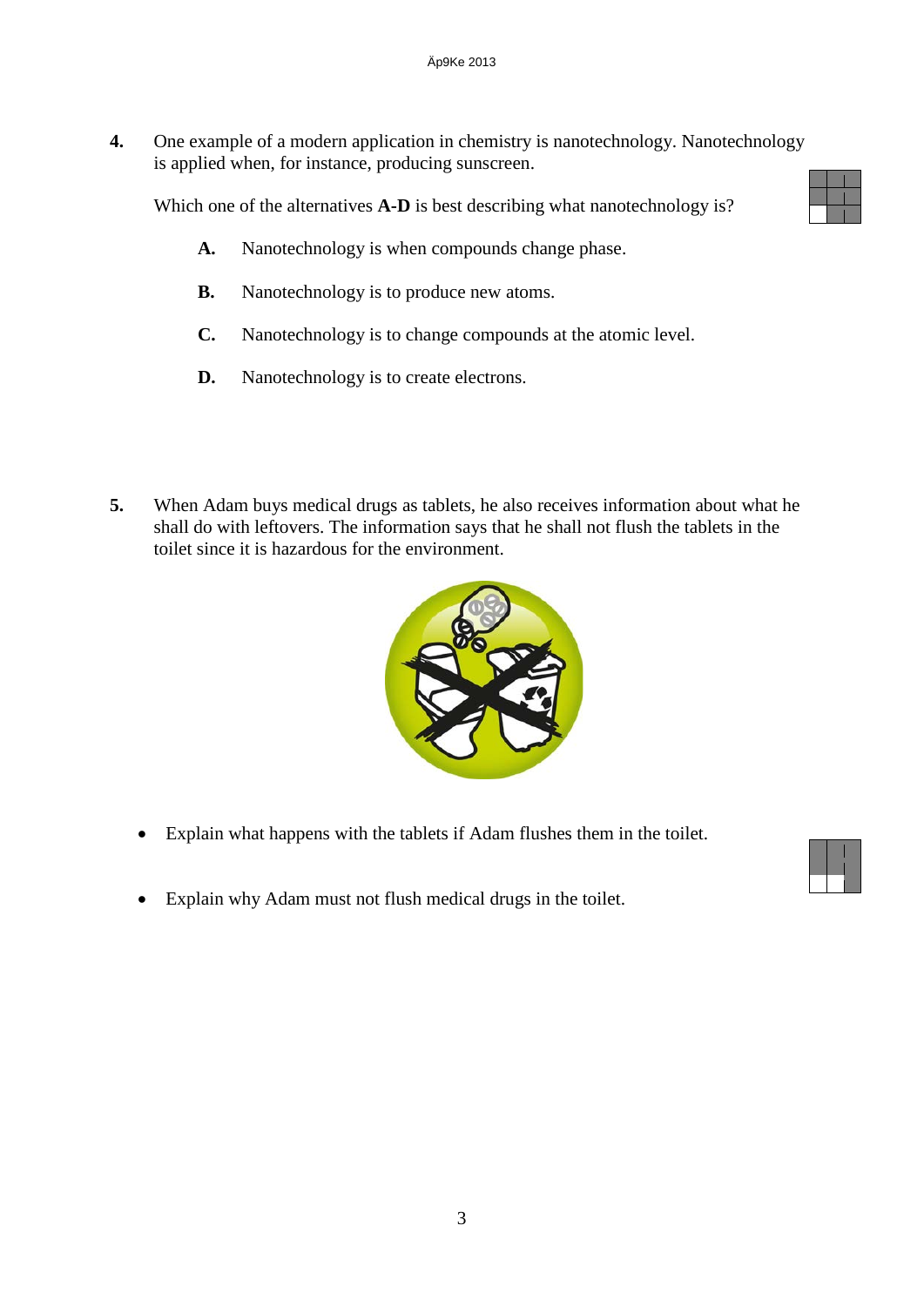**4.** One example of a modern application in chemistry is nanotechnology. Nanotechnology is applied when, for instance, producing sunscreen.

Which one of the alternatives **A-D** is best describing what nanotechnology is?

- **A.** Nanotechnology is when compounds change phase.
- **B.** Nanotechnology is to produce new atoms.
- **C.** Nanotechnology is to change compounds at the atomic level.
- **D.** Nanotechnology is to create electrons.

**5.** When Adam buys medical drugs as tablets, he also receives information about what he shall do with leftovers. The information says that he shall not flush the tablets in the toilet since it is hazardous for the environment.

- Explain what happens with the tablets if Adam flushes them in the toilet.
- Explain why Adam must not flush medical drugs in the toilet.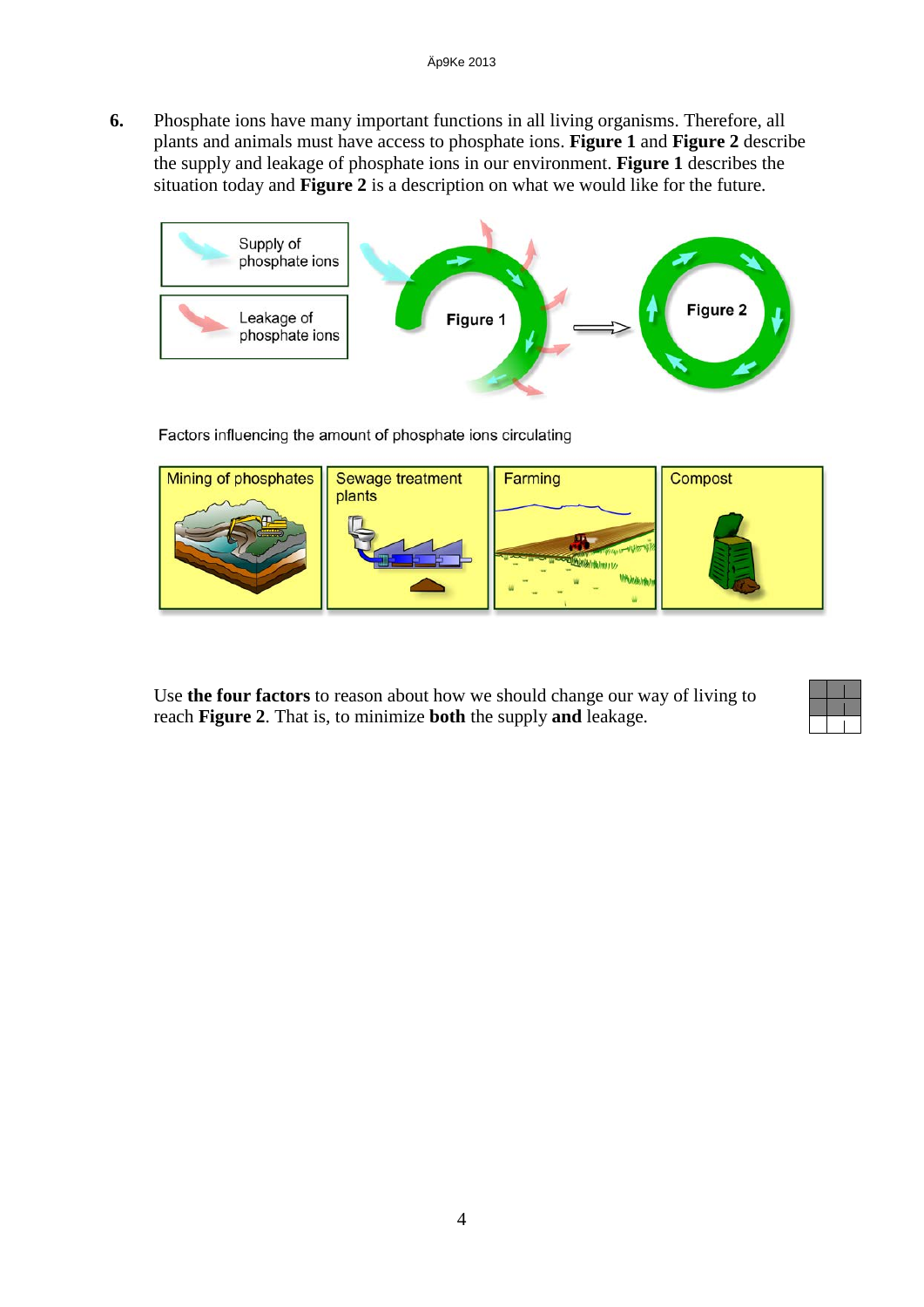**6.** Phosphate ions have many important functions in all living organisms. Therefore, all plants and animals must have access to phosphate ions. **Figure 1** and **Figure 2** describe the supply and leakage of phosphate ions in our environment. **Figure 1** describes the situation today and **Figure 2** is a description on what we would like for the future.

Supply of phosphate ions

Leakage of phosphate ions

Figure 1

Figure 2

Factors influencing the amount of phosphate ions circulating

| Mining of phosphates | Sewage treatment plants | Farming | Compost |
|---|---|---|---|

Use **the four factors** to reason about how we should change our way of living to reach **Figure 2**. That is, to minimize **both** the supply **and** leakage.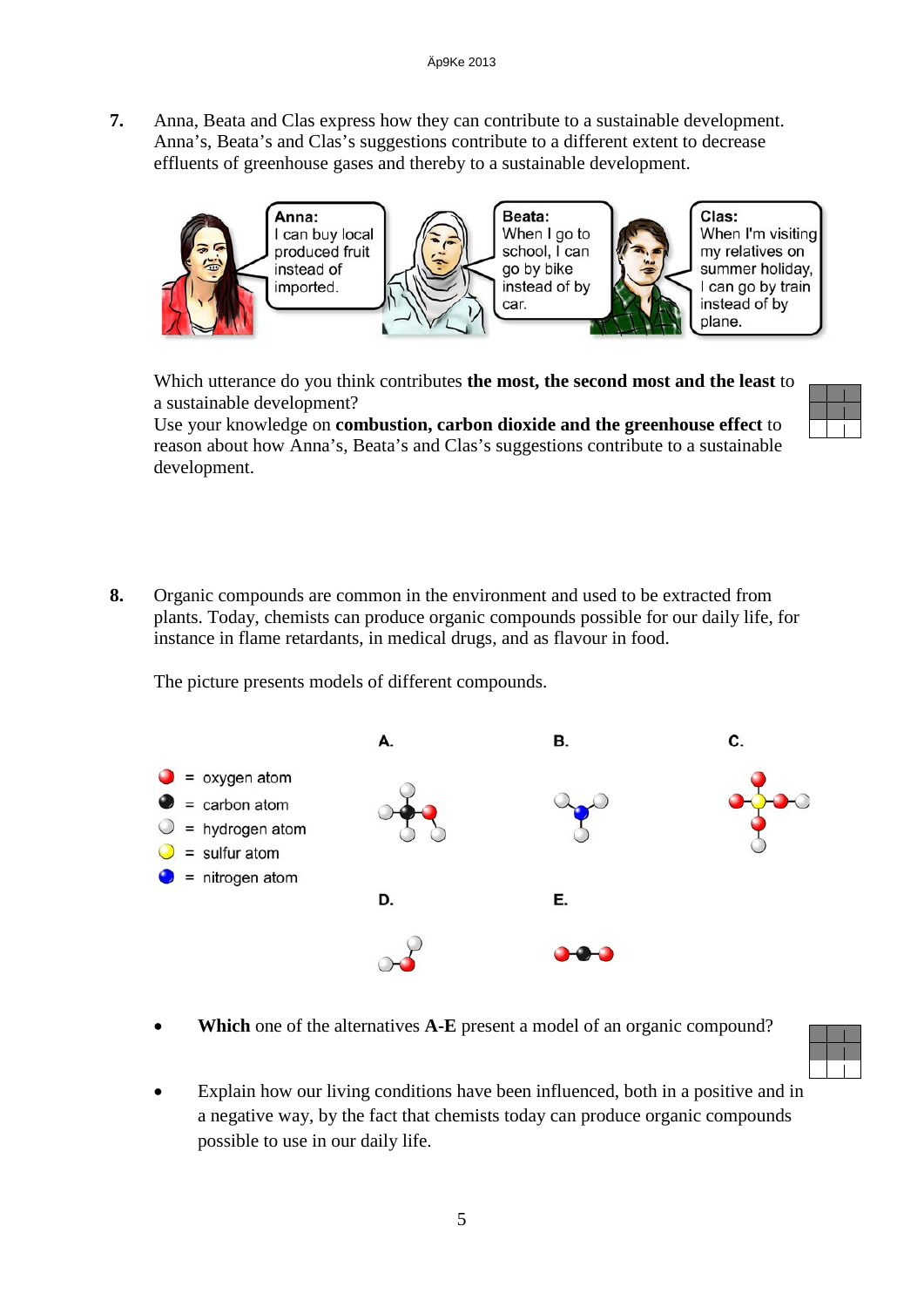**7.** Anna, Beata and Clas express how they can contribute to a sustainable development. Anna's, Beata's and Clas's suggestions contribute to a different extent to decrease effluents of greenhouse gases and thereby to a sustainable development.

**Anna:** I can buy local produced fruit instead of imported.

**Beata:** When I go to school, I can go by bike instead of by car.

**Clas:** When I'm visiting my relatives on summer holiday, I can go by train instead of by plane.

Which utterance do you think contributes **the most, the second most and the least** to a sustainable development?
Use your knowledge on **combustion, carbon dioxide and the greenhouse effect** to reason about how Anna's, Beata's and Clas's suggestions contribute to a sustainable development.

**8.** Organic compounds are common in the environment and used to be extracted from plants. Today, chemists can produce organic compounds possible for our daily life, for instance in flame retardants, in medical drugs, and as flavour in food.

The picture presents models of different compounds.

- = oxygen atom
- = carbon atom
- = hydrogen atom
- = sulfur atom
- = nitrogen atom

A.

B.

C.

D.

E.

- **Which** one of the alternatives **A-E** present a model of an organic compound?

- Explain how our living conditions have been influenced, both in a positive and in a negative way, by the fact that chemists today can produce organic compounds possible to use in our daily life.